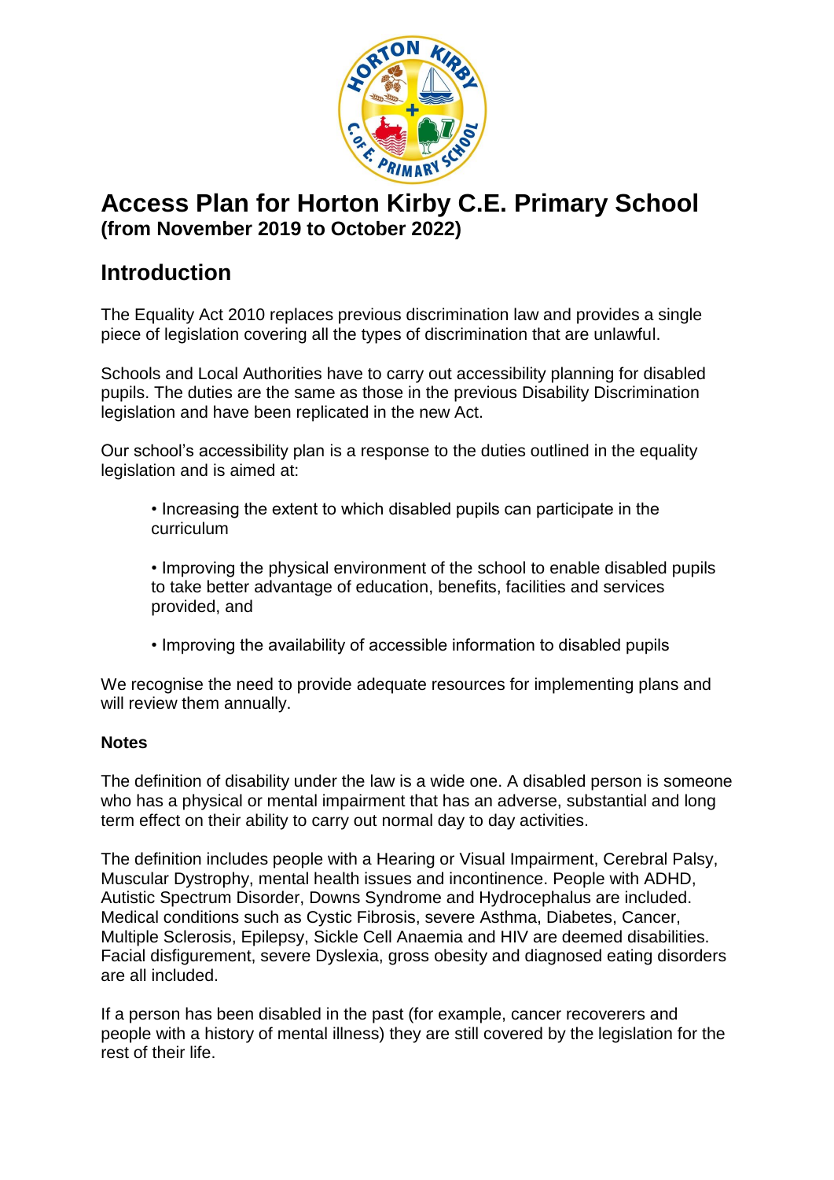# Access Plan for Horton Kirby C.E. Primary School

**(from November 2019 to October 2022)**

## Introduction

The Equality Act 2010 replaces previous discrimination law and provides a single piece of legislation covering all the types of discrimination that are unlawful.

Schools and Local Authorities have to carry out accessibility planning for disabled pupils. The duties are the same as those in the previous Disability Discrimination legislation and have been replicated in the new Act.

Our school's accessibility plan is a response to the duties outlined in the equality legislation and is aimed at:

- Increasing the extent to which disabled pupils can participate in the curriculum
- Improving the physical environment of the school to enable disabled pupils to take better advantage of education, benefits, facilities and services provided, and
- Improving the availability of accessible information to disabled pupils

We recognise the need to provide adequate resources for implementing plans and will review them annually.

**Notes**

The definition of disability under the law is a wide one. A disabled person is someone who has a physical or mental impairment that has an adverse, substantial and long term effect on their ability to carry out normal day to day activities.

The definition includes people with a Hearing or Visual Impairment, Cerebral Palsy, Muscular Dystrophy, mental health issues and incontinence. People with ADHD, Autistic Spectrum Disorder, Downs Syndrome and Hydrocephalus are included. Medical conditions such as Cystic Fibrosis, severe Asthma, Diabetes, Cancer, Multiple Sclerosis, Epilepsy, Sickle Cell Anaemia and HIV are deemed disabilities. Facial disfigurement, severe Dyslexia, gross obesity and diagnosed eating disorders are all included.

If a person has been disabled in the past (for example, cancer recoverers and people with a history of mental illness) they are still covered by the legislation for the rest of their life.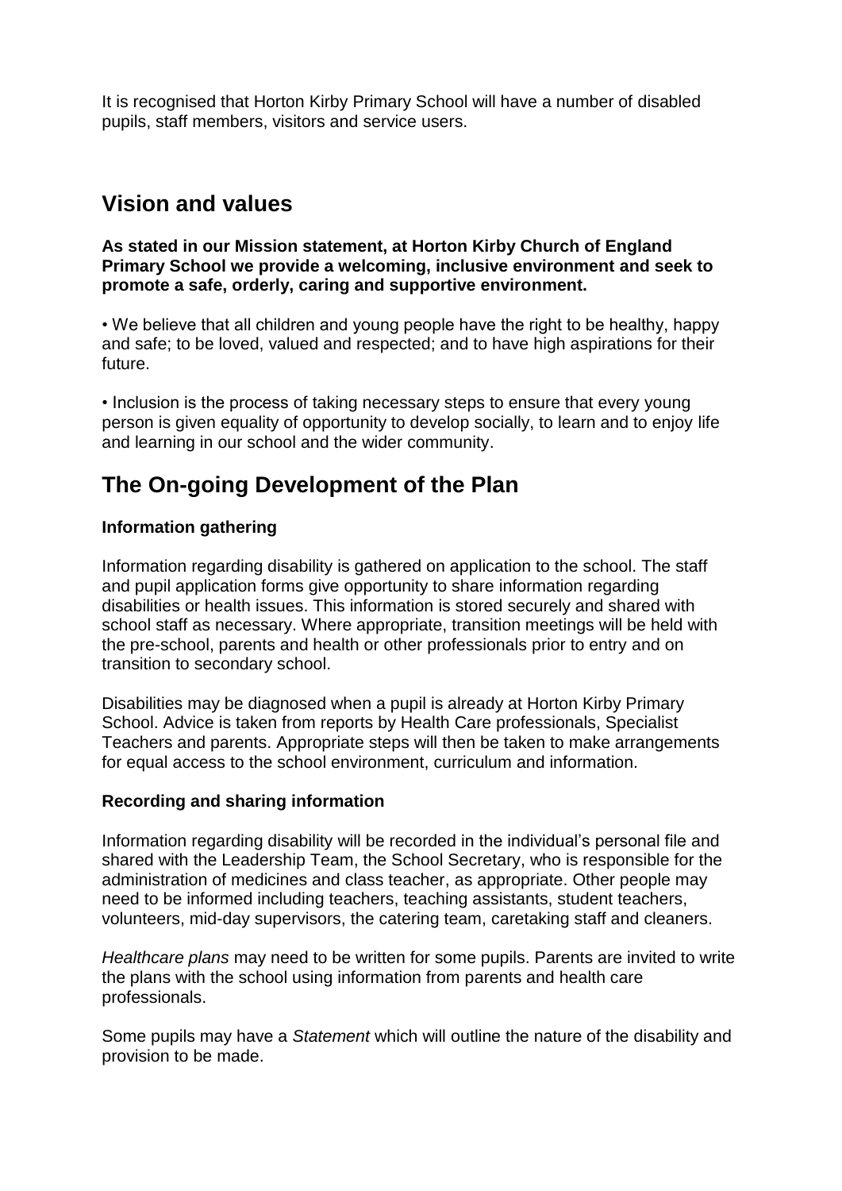It is recognised that Horton Kirby Primary School will have a number of disabled pupils, staff members, visitors and service users.

## Vision and values

**As stated in our Mission statement, at Horton Kirby Church of England Primary School we provide a welcoming, inclusive environment and seek to promote a safe, orderly, caring and supportive environment.**

• We believe that all children and young people have the right to be healthy, happy and safe; to be loved, valued and respected; and to have high aspirations for their future.

• Inclusion is the process of taking necessary steps to ensure that every young person is given equality of opportunity to develop socially, to learn and to enjoy life and learning in our school and the wider community.

## The On-going Development of the Plan

### Information gathering

Information regarding disability is gathered on application to the school. The staff and pupil application forms give opportunity to share information regarding disabilities or health issues. This information is stored securely and shared with school staff as necessary. Where appropriate, transition meetings will be held with the pre-school, parents and health or other professionals prior to entry and on transition to secondary school.

Disabilities may be diagnosed when a pupil is already at Horton Kirby Primary School. Advice is taken from reports by Health Care professionals, Specialist Teachers and parents. Appropriate steps will then be taken to make arrangements for equal access to the school environment, curriculum and information.

### Recording and sharing information

Information regarding disability will be recorded in the individual's personal file and shared with the Leadership Team, the School Secretary, who is responsible for the administration of medicines and class teacher, as appropriate. Other people may need to be informed including teachers, teaching assistants, student teachers, volunteers, mid-day supervisors, the catering team, caretaking staff and cleaners.

*Healthcare plans* may need to be written for some pupils. Parents are invited to write the plans with the school using information from parents and health care professionals.

Some pupils may have a *Statement* which will outline the nature of the disability and provision to be made.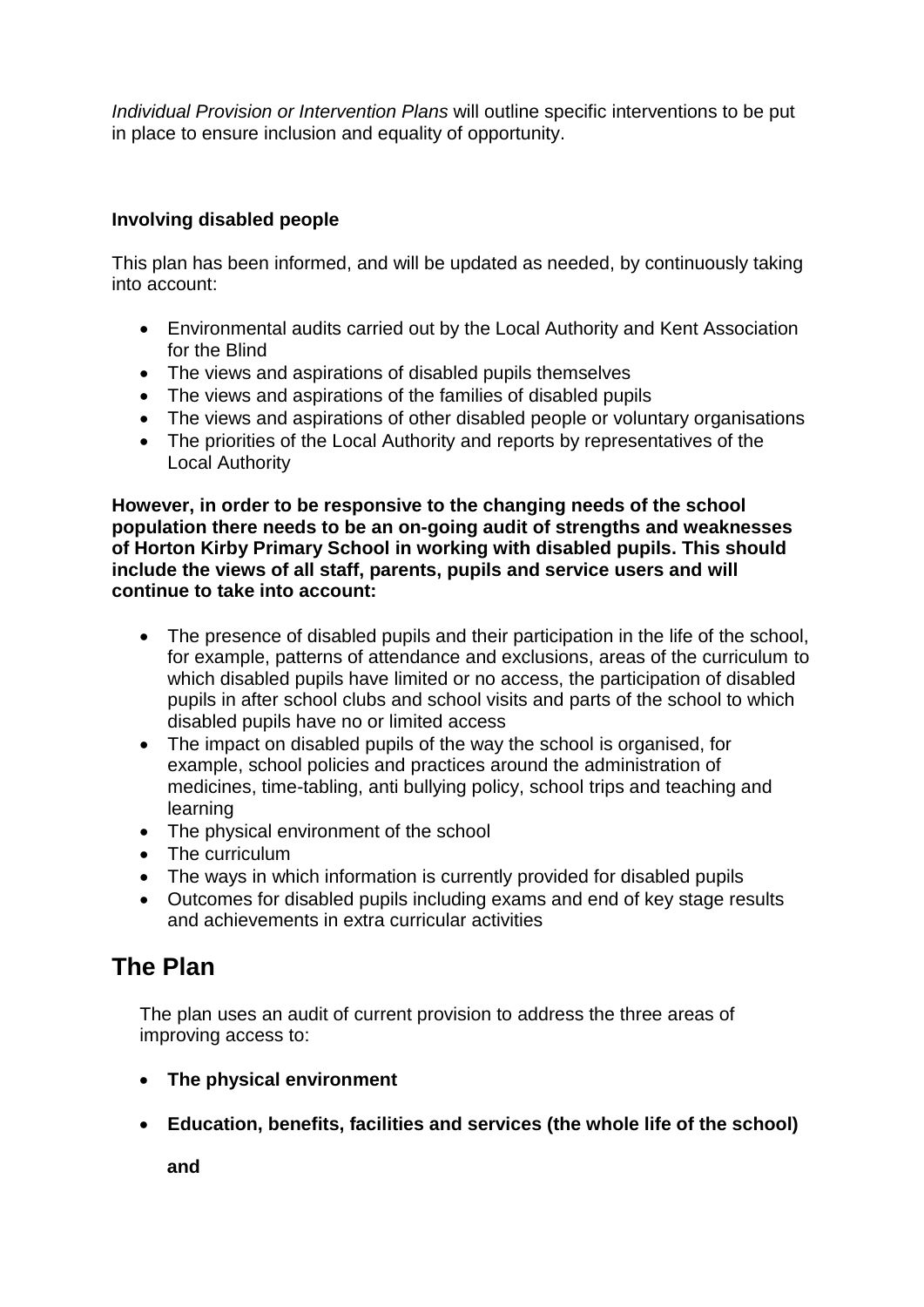*Individual Provision or Intervention Plans* will outline specific interventions to be put in place to ensure inclusion and equality of opportunity.

**Involving disabled people**

This plan has been informed, and will be updated as needed, by continuously taking into account:

- Environmental audits carried out by the Local Authority and Kent Association for the Blind
- The views and aspirations of disabled pupils themselves
- The views and aspirations of the families of disabled pupils
- The views and aspirations of other disabled people or voluntary organisations
- The priorities of the Local Authority and reports by representatives of the Local Authority

**However, in order to be responsive to the changing needs of the school population there needs to be an on-going audit of strengths and weaknesses of Horton Kirby Primary School in working with disabled pupils. This should include the views of all staff, parents, pupils and service users and will continue to take into account:**

- The presence of disabled pupils and their participation in the life of the school, for example, patterns of attendance and exclusions, areas of the curriculum to which disabled pupils have limited or no access, the participation of disabled pupils in after school clubs and school visits and parts of the school to which disabled pupils have no or limited access
- The impact on disabled pupils of the way the school is organised, for example, school policies and practices around the administration of medicines, time-tabling, anti bullying policy, school trips and teaching and learning
- The physical environment of the school
- The curriculum
- The ways in which information is currently provided for disabled pupils
- Outcomes for disabled pupils including exams and end of key stage results and achievements in extra curricular activities

## The Plan

The plan uses an audit of current provision to address the three areas of improving access to:

- **The physical environment**
- **Education, benefits, facilities and services (the whole life of the school)**

  **and**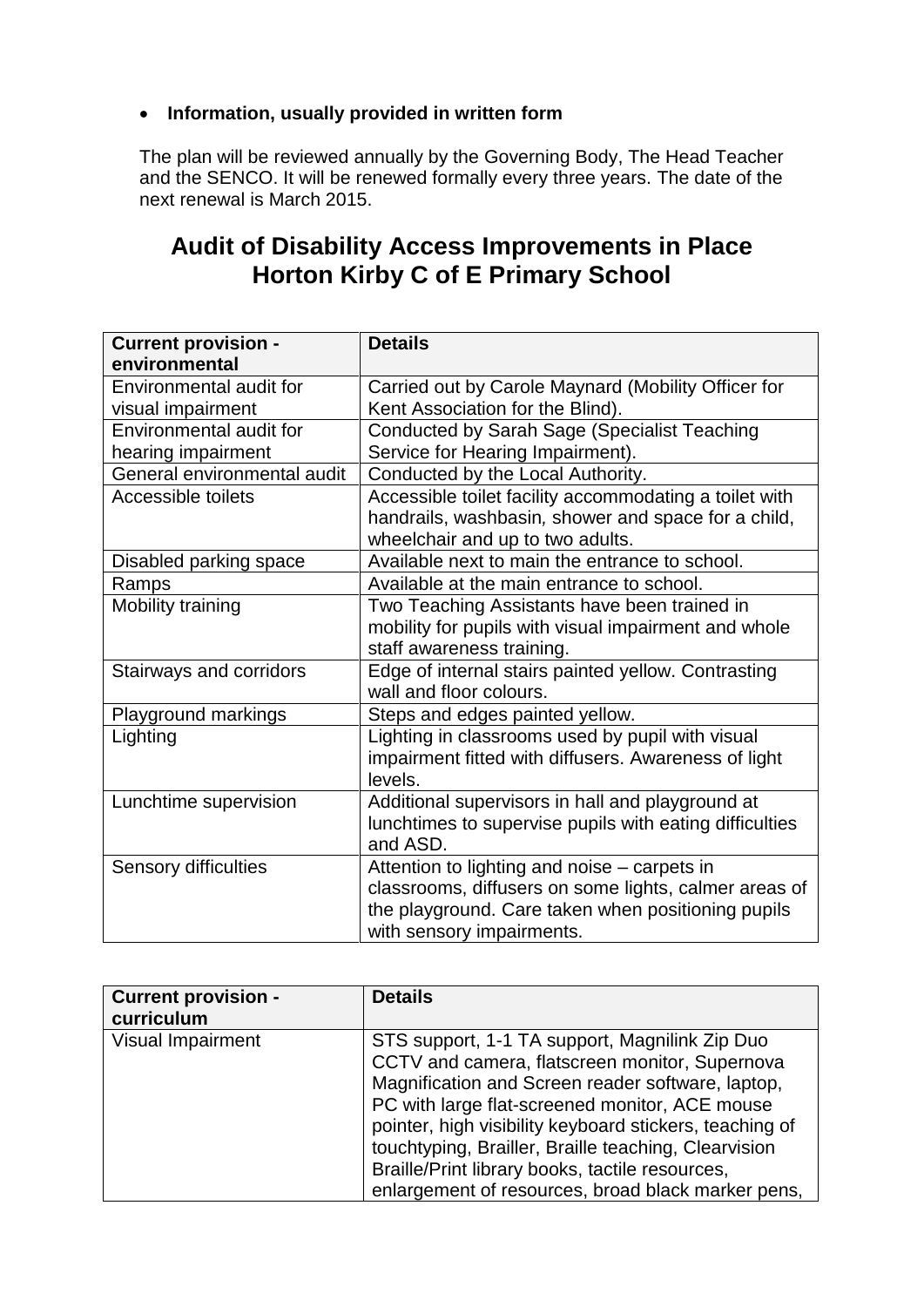- **Information, usually provided in written form**

The plan will be reviewed annually by the Governing Body, The Head Teacher and the SENCO. It will be renewed formally every three years. The date of the next renewal is March 2015.

# Audit of Disability Access Improvements in Place Horton Kirby C of E Primary School

| Current provision - environmental | Details |
|---|---|
| Environmental audit for visual impairment | Carried out by Carole Maynard (Mobility Officer for Kent Association for the Blind). |
| Environmental audit for hearing impairment | Conducted by Sarah Sage (Specialist Teaching Service for Hearing Impairment). |
| General environmental audit | Conducted by the Local Authority. |
| Accessible toilets | Accessible toilet facility accommodating a toilet with handrails, washbasin, shower and space for a child, wheelchair and up to two adults. |
| Disabled parking space | Available next to main the entrance to school. |
| Ramps | Available at the main entrance to school. |
| Mobility training | Two Teaching Assistants have been trained in mobility for pupils with visual impairment and whole staff awareness training. |
| Stairways and corridors | Edge of internal stairs painted yellow. Contrasting wall and floor colours. |
| Playground markings | Steps and edges painted yellow. |
| Lighting | Lighting in classrooms used by pupil with visual impairment fitted with diffusers. Awareness of light levels. |
| Lunchtime supervision | Additional supervisors in hall and playground at lunchtimes to supervise pupils with eating difficulties and ASD. |
| Sensory difficulties | Attention to lighting and noise – carpets in classrooms, diffusers on some lights, calmer areas of the playground. Care taken when positioning pupils with sensory impairments. |

| Current provision - curriculum | Details |
|---|---|
| Visual Impairment | STS support, 1-1 TA support, Magnilink Zip Duo CCTV and camera, flatscreen monitor, Supernova Magnification and Screen reader software, laptop, PC with large flat-screened monitor, ACE mouse pointer, high visibility keyboard stickers, teaching of touchtyping, Brailler, Braille teaching, Clearvision Braille/Print library books, tactile resources, enlargement of resources, broad black marker pens, |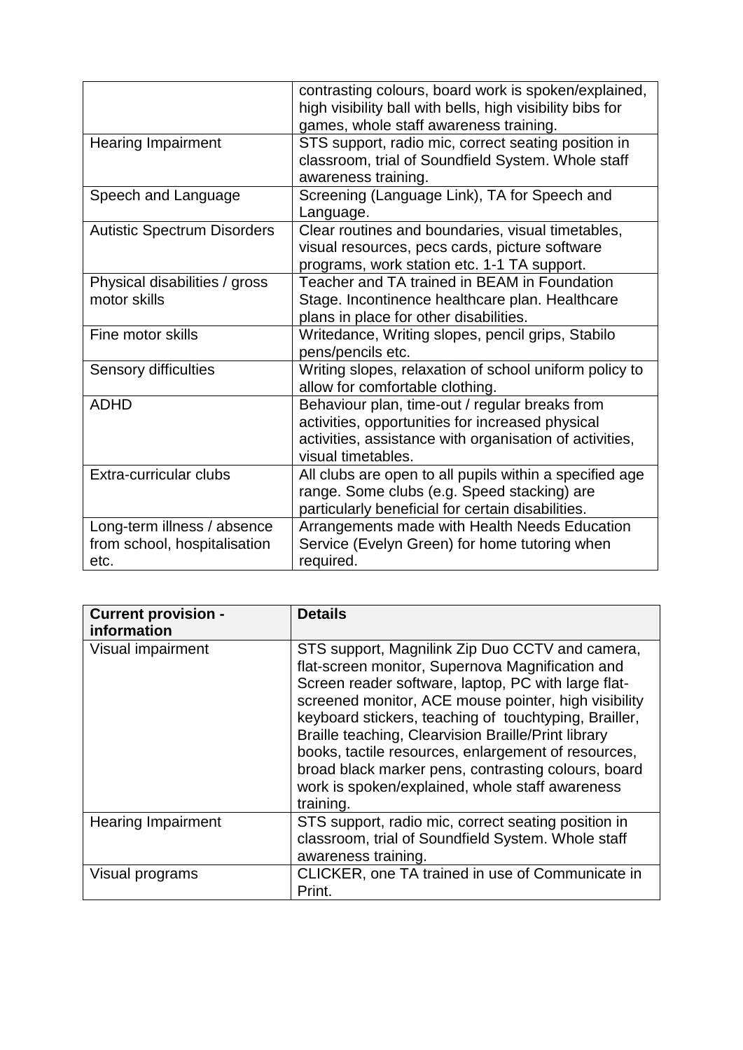| | |
|---|---|
| | contrasting colours, board work is spoken/explained, high visibility ball with bells, high visibility bibs for games, whole staff awareness training. |
| Hearing Impairment | STS support, radio mic, correct seating position in classroom, trial of Soundfield System. Whole staff awareness training. |
| Speech and Language | Screening (Language Link), TA for Speech and Language. |
| Autistic Spectrum Disorders | Clear routines and boundaries, visual timetables, visual resources, pecs cards, picture software programs, work station etc. 1-1 TA support. |
| Physical disabilities / gross motor skills | Teacher and TA trained in BEAM in Foundation Stage. Incontinence healthcare plan. Healthcare plans in place for other disabilities. |
| Fine motor skills | Writedance, Writing slopes, pencil grips, Stabilo pens/pencils etc. |
| Sensory difficulties | Writing slopes, relaxation of school uniform policy to allow for comfortable clothing. |
| ADHD | Behaviour plan, time-out / regular breaks from activities, opportunities for increased physical activities, assistance with organisation of activities, visual timetables. |
| Extra-curricular clubs | All clubs are open to all pupils within a specified age range. Some clubs (e.g. Speed stacking) are particularly beneficial for certain disabilities. |
| Long-term illness / absence from school, hospitalisation etc. | Arrangements made with Health Needs Education Service (Evelyn Green) for home tutoring when required. |

| **Current provision - information** | **Details** |
|---|---|
| Visual impairment | STS support, Magnilink Zip Duo CCTV and camera, flat-screen monitor, Supernova Magnification and Screen reader software, laptop, PC with large flat-screened monitor, ACE mouse pointer, high visibility keyboard stickers, teaching of touchtyping, Brailler, Braille teaching, Clearvision Braille/Print library books, tactile resources, enlargement of resources, broad black marker pens, contrasting colours, board work is spoken/explained, whole staff awareness training. |
| Hearing Impairment | STS support, radio mic, correct seating position in classroom, trial of Soundfield System. Whole staff awareness training. |
| Visual programs | CLICKER, one TA trained in use of Communicate in Print. |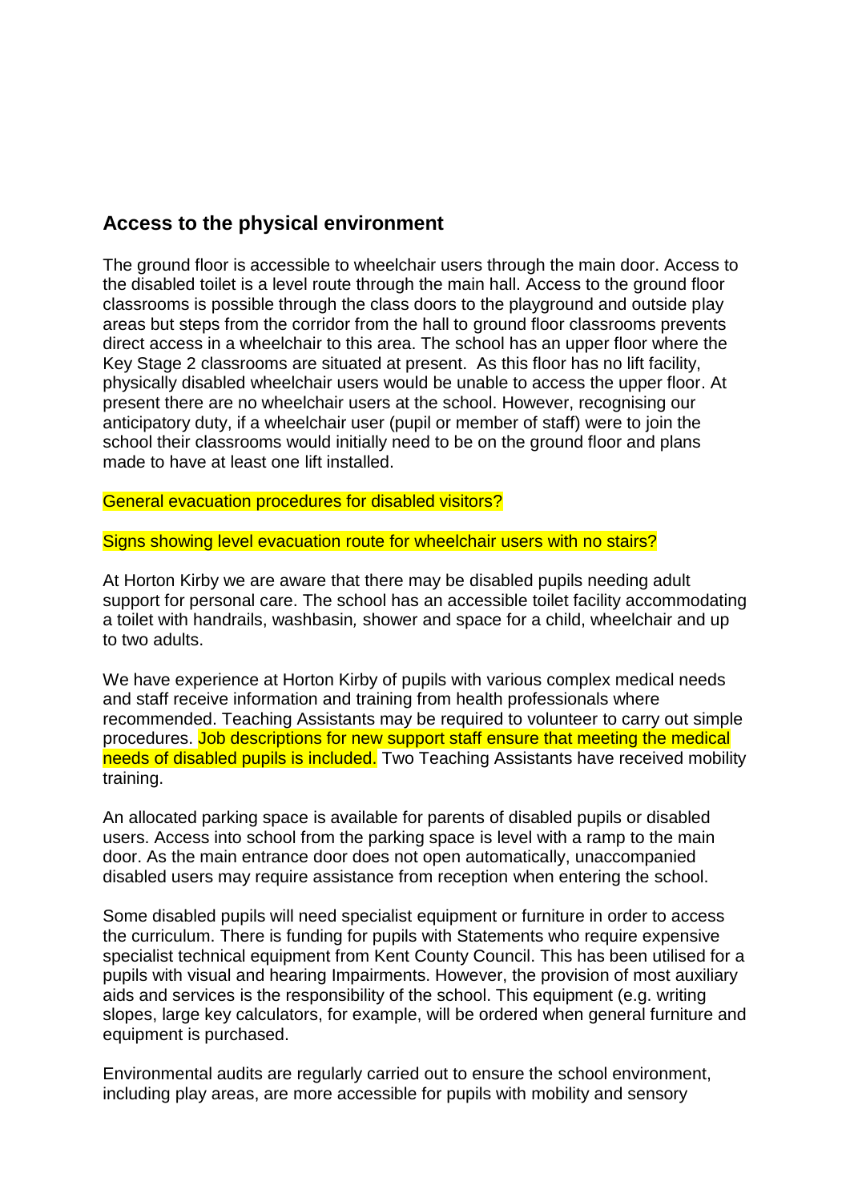## Access to the physical environment

The ground floor is accessible to wheelchair users through the main door. Access to the disabled toilet is a level route through the main hall. Access to the ground floor classrooms is possible through the class doors to the playground and outside play areas but steps from the corridor from the hall to ground floor classrooms prevents direct access in a wheelchair to this area. The school has an upper floor where the Key Stage 2 classrooms are situated at present. As this floor has no lift facility, physically disabled wheelchair users would be unable to access the upper floor. At present there are no wheelchair users at the school. However, recognising our anticipatory duty, if a wheelchair user (pupil or member of staff) were to join the school their classrooms would initially need to be on the ground floor and plans made to have at least one lift installed.

General evacuation procedures for disabled visitors?

Signs showing level evacuation route for wheelchair users with no stairs?

At Horton Kirby we are aware that there may be disabled pupils needing adult support for personal care. The school has an accessible toilet facility accommodating a toilet with handrails, washbasin*,* shower and space for a child, wheelchair and up to two adults.

We have experience at Horton Kirby of pupils with various complex medical needs and staff receive information and training from health professionals where recommended. Teaching Assistants may be required to volunteer to carry out simple procedures. Job descriptions for new support staff ensure that meeting the medical needs of disabled pupils is included. Two Teaching Assistants have received mobility training.

An allocated parking space is available for parents of disabled pupils or disabled users. Access into school from the parking space is level with a ramp to the main door. As the main entrance door does not open automatically, unaccompanied disabled users may require assistance from reception when entering the school.

Some disabled pupils will need specialist equipment or furniture in order to access the curriculum. There is funding for pupils with Statements who require expensive specialist technical equipment from Kent County Council. This has been utilised for a pupils with visual and hearing Impairments. However, the provision of most auxiliary aids and services is the responsibility of the school. This equipment (e.g. writing slopes, large key calculators, for example, will be ordered when general furniture and equipment is purchased.

Environmental audits are regularly carried out to ensure the school environment, including play areas, are more accessible for pupils with mobility and sensory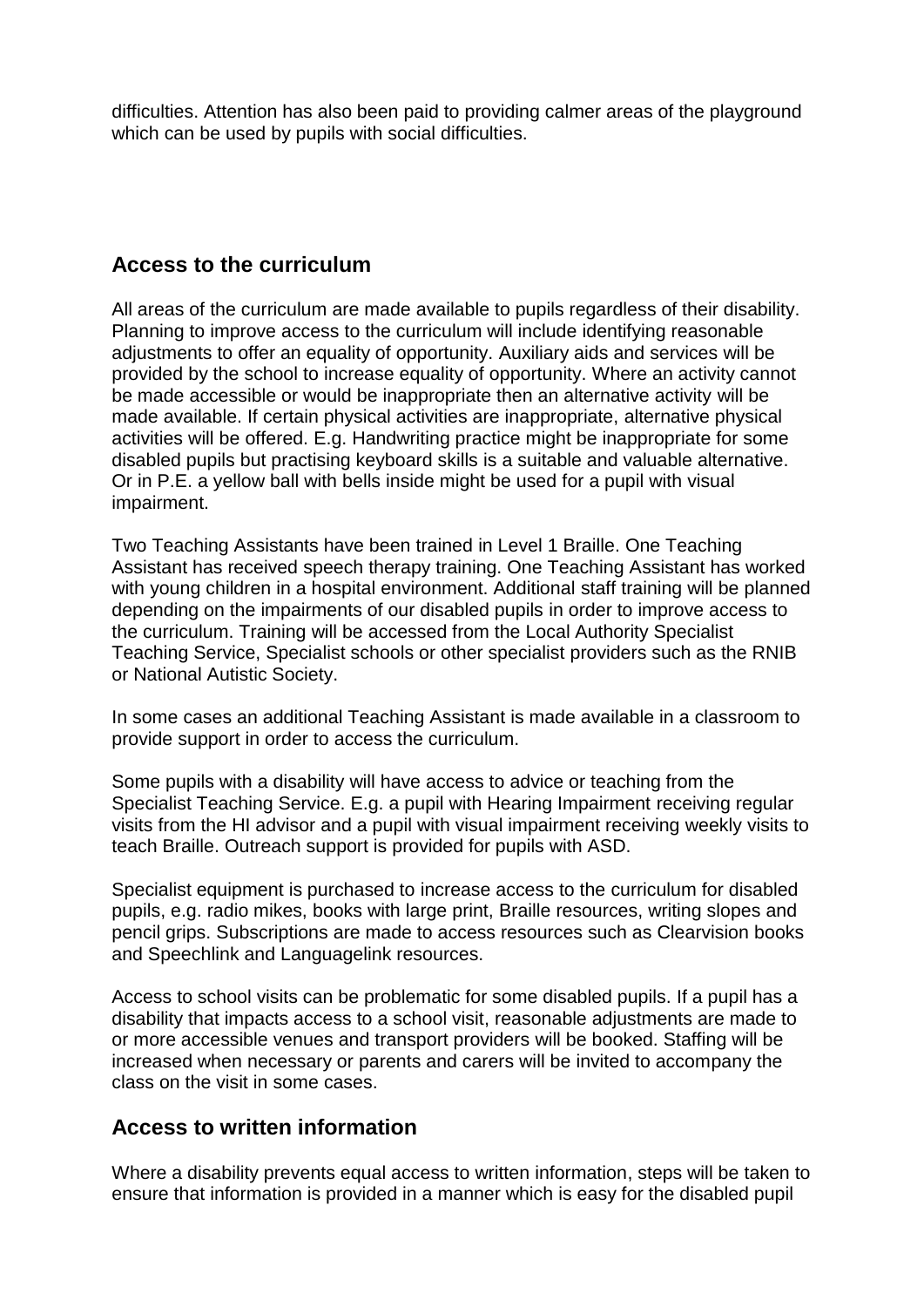difficulties. Attention has also been paid to providing calmer areas of the playground which can be used by pupils with social difficulties.

## Access to the curriculum

All areas of the curriculum are made available to pupils regardless of their disability. Planning to improve access to the curriculum will include identifying reasonable adjustments to offer an equality of opportunity. Auxiliary aids and services will be provided by the school to increase equality of opportunity. Where an activity cannot be made accessible or would be inappropriate then an alternative activity will be made available. If certain physical activities are inappropriate, alternative physical activities will be offered. E.g. Handwriting practice might be inappropriate for some disabled pupils but practising keyboard skills is a suitable and valuable alternative. Or in P.E. a yellow ball with bells inside might be used for a pupil with visual impairment.

Two Teaching Assistants have been trained in Level 1 Braille. One Teaching Assistant has received speech therapy training. One Teaching Assistant has worked with young children in a hospital environment. Additional staff training will be planned depending on the impairments of our disabled pupils in order to improve access to the curriculum. Training will be accessed from the Local Authority Specialist Teaching Service, Specialist schools or other specialist providers such as the RNIB or National Autistic Society.

In some cases an additional Teaching Assistant is made available in a classroom to provide support in order to access the curriculum.

Some pupils with a disability will have access to advice or teaching from the Specialist Teaching Service. E.g. a pupil with Hearing Impairment receiving regular visits from the HI advisor and a pupil with visual impairment receiving weekly visits to teach Braille. Outreach support is provided for pupils with ASD.

Specialist equipment is purchased to increase access to the curriculum for disabled pupils, e.g. radio mikes, books with large print, Braille resources, writing slopes and pencil grips. Subscriptions are made to access resources such as Clearvision books and Speechlink and Languagelink resources.

Access to school visits can be problematic for some disabled pupils. If a pupil has a disability that impacts access to a school visit, reasonable adjustments are made to or more accessible venues and transport providers will be booked. Staffing will be increased when necessary or parents and carers will be invited to accompany the class on the visit in some cases.

## Access to written information

Where a disability prevents equal access to written information, steps will be taken to ensure that information is provided in a manner which is easy for the disabled pupil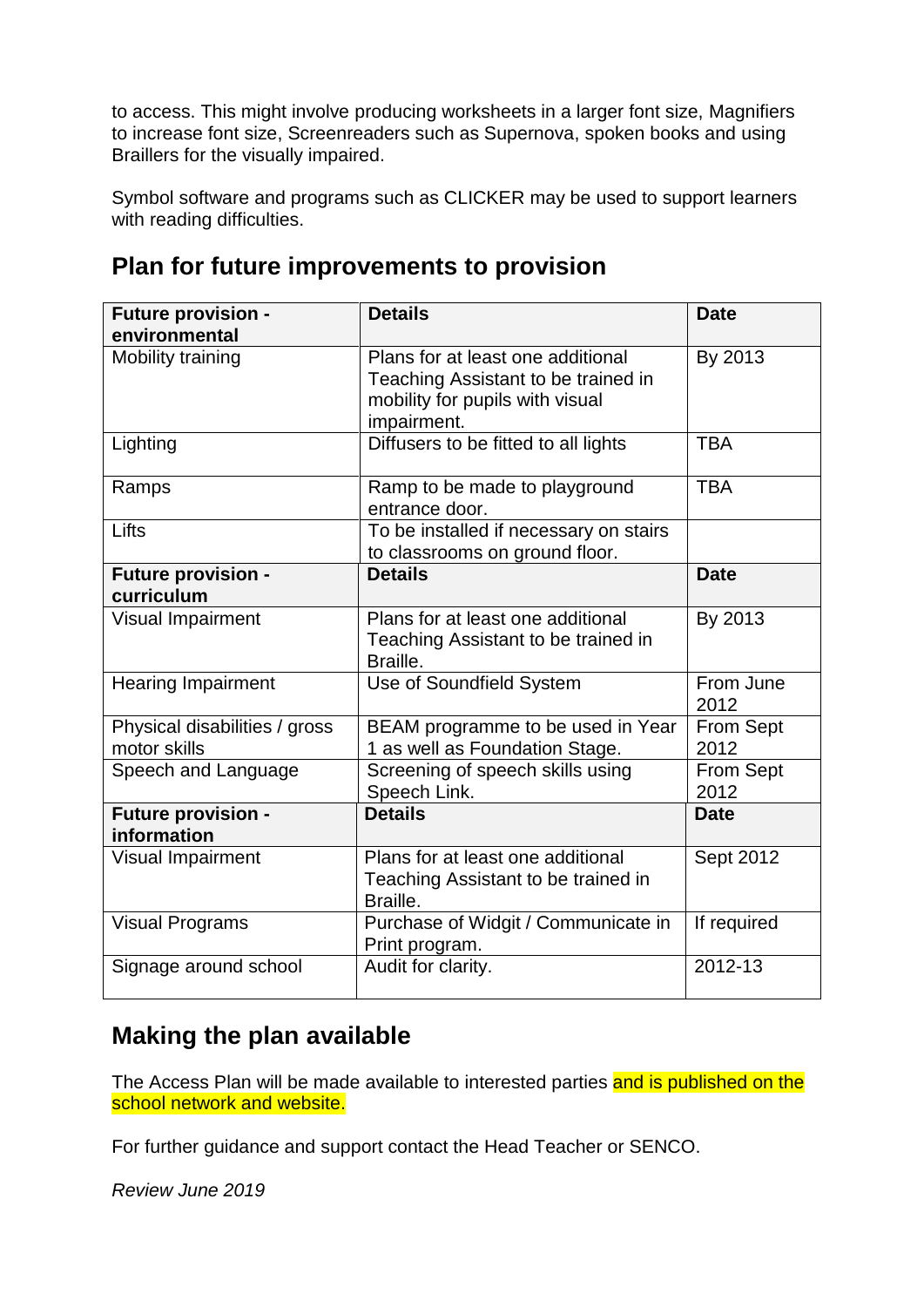to access. This might involve producing worksheets in a larger font size, Magnifiers to increase font size, Screenreaders such as Supernova, spoken books and using Braillers for the visually impaired.

Symbol software and programs such as CLICKER may be used to support learners with reading difficulties.

## Plan for future improvements to provision

| **Future provision - environmental** | **Details** | **Date** |
|---|---|---|
| Mobility training | Plans for at least one additional Teaching Assistant to be trained in mobility for pupils with visual impairment. | By 2013 |
| Lighting | Diffusers to be fitted to all lights | TBA |
| Ramps | Ramp to be made to playground entrance door. | TBA |
| Lifts | To be installed if necessary on stairs to classrooms on ground floor. | |
| **Future provision - curriculum** | **Details** | **Date** |
| Visual Impairment | Plans for at least one additional Teaching Assistant to be trained in Braille. | By 2013 |
| Hearing Impairment | Use of Soundfield System | From June 2012 |
| Physical disabilities / gross motor skills | BEAM programme to be used in Year 1 as well as Foundation Stage. | From Sept 2012 |
| Speech and Language | Screening of speech skills using Speech Link. | From Sept 2012 |
| **Future provision - information** | **Details** | **Date** |
| Visual Impairment | Plans for at least one additional Teaching Assistant to be trained in Braille. | Sept 2012 |
| Visual Programs | Purchase of Widgit / Communicate in Print program. | If required |
| Signage around school | Audit for clarity. | 2012-13 |

## Making the plan available

The Access Plan will be made available to interested parties and is published on the school network and website.

For further guidance and support contact the Head Teacher or SENCO.

*Review June 2019*